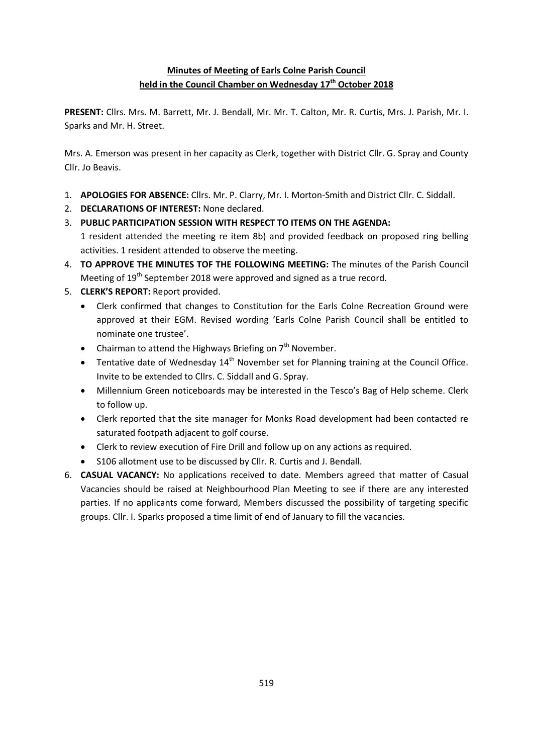# Minutes of Meeting of Earls Colne Parish Council held in the Council Chamber on Wednesday 17th October 2018

**PRESENT:** Cllrs. Mrs. M. Barrett, Mr. J. Bendall, Mr. Mr. T. Calton, Mr. R. Curtis, Mrs. J. Parish, Mr. I. Sparks and Mr. H. Street.

Mrs. A. Emerson was present in her capacity as Clerk, together with District Cllr. G. Spray and County Cllr. Jo Beavis.

1. **APOLOGIES FOR ABSENCE:** Cllrs. Mr. P. Clarry, Mr. I. Morton-Smith and District Cllr. C. Siddall.
2. **DECLARATIONS OF INTEREST:** None declared.
3. **PUBLIC PARTICIPATION SESSION WITH RESPECT TO ITEMS ON THE AGENDA:** 1 resident attended the meeting re item 8b) and provided feedback on proposed ring belling activities. 1 resident attended to observe the meeting.
4. **TO APPROVE THE MINUTES TOF THE FOLLOWING MEETING:** The minutes of the Parish Council Meeting of 19th September 2018 were approved and signed as a true record.
5. **CLERK'S REPORT:** Report provided.
   - Clerk confirmed that changes to Constitution for the Earls Colne Recreation Ground were approved at their EGM. Revised wording 'Earls Colne Parish Council shall be entitled to nominate one trustee'.
   - Chairman to attend the Highways Briefing on 7th November.
   - Tentative date of Wednesday 14th November set for Planning training at the Council Office. Invite to be extended to Cllrs. C. Siddall and G. Spray.
   - Millennium Green noticeboards may be interested in the Tesco's Bag of Help scheme. Clerk to follow up.
   - Clerk reported that the site manager for Monks Road development had been contacted re saturated footpath adjacent to golf course.
   - Clerk to review execution of Fire Drill and follow up on any actions as required.
   - S106 allotment use to be discussed by Cllr. R. Curtis and J. Bendall.
6. **CASUAL VACANCY:** No applications received to date. Members agreed that matter of Casual Vacancies should be raised at Neighbourhood Plan Meeting to see if there are any interested parties. If no applicants come forward, Members discussed the possibility of targeting specific groups. Cllr. I. Sparks proposed a time limit of end of January to fill the vacancies.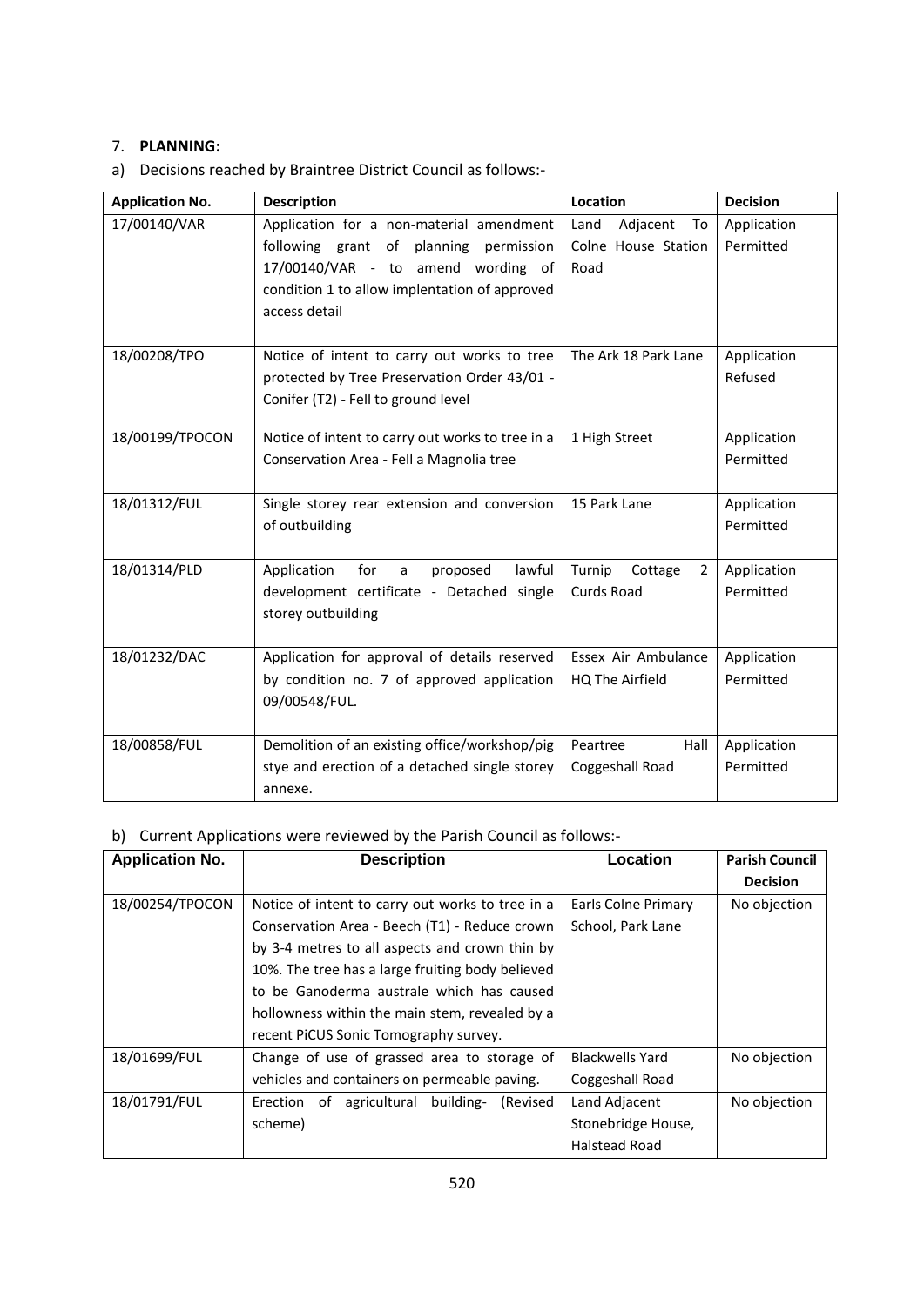7. **PLANNING:**

a) Decisions reached by Braintree District Council as follows:-

| Application No. | Description | Location | Decision |
|---|---|---|---|
| 17/00140/VAR | Application for a non-material amendment following grant of planning permission 17/00140/VAR - to amend wording of condition 1 to allow implentation of approved access detail | Land Adjacent To Colne House Station Road | Application Permitted |
| 18/00208/TPO | Notice of intent to carry out works to tree protected by Tree Preservation Order 43/01 - Conifer (T2) - Fell to ground level | The Ark 18 Park Lane | Application Refused |
| 18/00199/TPOCON | Notice of intent to carry out works to tree in a Conservation Area - Fell a Magnolia tree | 1 High Street | Application Permitted |
| 18/01312/FUL | Single storey rear extension and conversion of outbuilding | 15 Park Lane | Application Permitted |
| 18/01314/PLD | Application for a proposed lawful development certificate - Detached single storey outbuilding | Turnip Cottage 2 Curds Road | Application Permitted |
| 18/01232/DAC | Application for approval of details reserved by condition no. 7 of approved application 09/00548/FUL. | Essex Air Ambulance HQ The Airfield | Application Permitted |
| 18/00858/FUL | Demolition of an existing office/workshop/pig stye and erection of a detached single storey annexe. | Peartree Hall Coggeshall Road | Application Permitted |

b) Current Applications were reviewed by the Parish Council as follows:-

| Application No. | Description | Location | Parish Council Decision |
|---|---|---|---|
| 18/00254/TPOCON | Notice of intent to carry out works to tree in a Conservation Area - Beech (T1) - Reduce crown by 3-4 metres to all aspects and crown thin by 10%. The tree has a large fruiting body believed to be Ganoderma australe which has caused hollowness within the main stem, revealed by a recent PiCUS Sonic Tomography survey. | Earls Colne Primary School, Park Lane | No objection |
| 18/01699/FUL | Change of use of grassed area to storage of vehicles and containers on permeable paving. | Blackwells Yard Coggeshall Road | No objection |
| 18/01791/FUL | Erection of agricultural building- (Revised scheme) | Land Adjacent Stonebridge House, Halstead Road | No objection |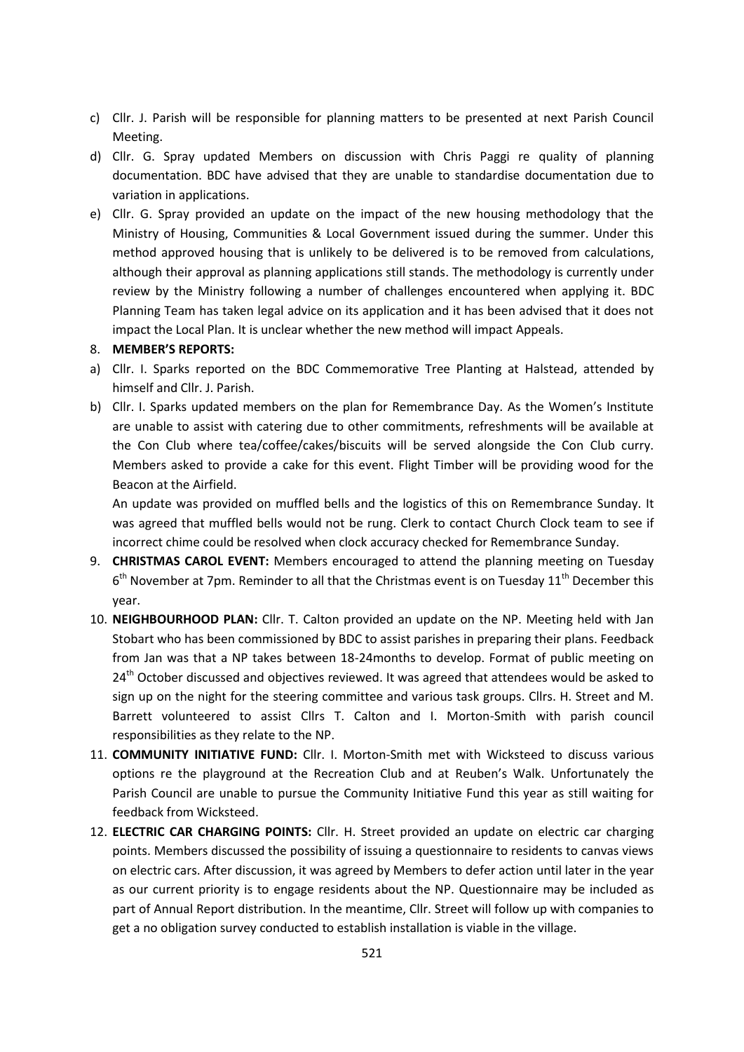c) Cllr. J. Parish will be responsible for planning matters to be presented at next Parish Council Meeting.

d) Cllr. G. Spray updated Members on discussion with Chris Paggi re quality of planning documentation. BDC have advised that they are unable to standardise documentation due to variation in applications.

e) Cllr. G. Spray provided an update on the impact of the new housing methodology that the Ministry of Housing, Communities & Local Government issued during the summer. Under this method approved housing that is unlikely to be delivered is to be removed from calculations, although their approval as planning applications still stands. The methodology is currently under review by the Ministry following a number of challenges encountered when applying it. BDC Planning Team has taken legal advice on its application and it has been advised that it does not impact the Local Plan. It is unclear whether the new method will impact Appeals.

8. **MEMBER'S REPORTS:**

a) Cllr. I. Sparks reported on the BDC Commemorative Tree Planting at Halstead, attended by himself and Cllr. J. Parish.

b) Cllr. I. Sparks updated members on the plan for Remembrance Day. As the Women's Institute are unable to assist with catering due to other commitments, refreshments will be available at the Con Club where tea/coffee/cakes/biscuits will be served alongside the Con Club curry. Members asked to provide a cake for this event. Flight Timber will be providing wood for the Beacon at the Airfield.

   An update was provided on muffled bells and the logistics of this on Remembrance Sunday. It was agreed that muffled bells would not be rung. Clerk to contact Church Clock team to see if incorrect chime could be resolved when clock accuracy checked for Remembrance Sunday.

9. **CHRISTMAS CAROL EVENT:** Members encouraged to attend the planning meeting on Tuesday 6th November at 7pm. Reminder to all that the Christmas event is on Tuesday 11th December this year.

10. **NEIGHBOURHOOD PLAN:** Cllr. T. Calton provided an update on the NP. Meeting held with Jan Stobart who has been commissioned by BDC to assist parishes in preparing their plans. Feedback from Jan was that a NP takes between 18-24months to develop. Format of public meeting on 24th October discussed and objectives reviewed. It was agreed that attendees would be asked to sign up on the night for the steering committee and various task groups. Cllrs. H. Street and M. Barrett volunteered to assist Cllrs T. Calton and I. Morton-Smith with parish council responsibilities as they relate to the NP.

11. **COMMUNITY INITIATIVE FUND:** Cllr. I. Morton-Smith met with Wicksteed to discuss various options re the playground at the Recreation Club and at Reuben's Walk. Unfortunately the Parish Council are unable to pursue the Community Initiative Fund this year as still waiting for feedback from Wicksteed.

12. **ELECTRIC CAR CHARGING POINTS:** Cllr. H. Street provided an update on electric car charging points. Members discussed the possibility of issuing a questionnaire to residents to canvas views on electric cars. After discussion, it was agreed by Members to defer action until later in the year as our current priority is to engage residents about the NP. Questionnaire may be included as part of Annual Report distribution. In the meantime, Cllr. Street will follow up with companies to get a no obligation survey conducted to establish installation is viable in the village.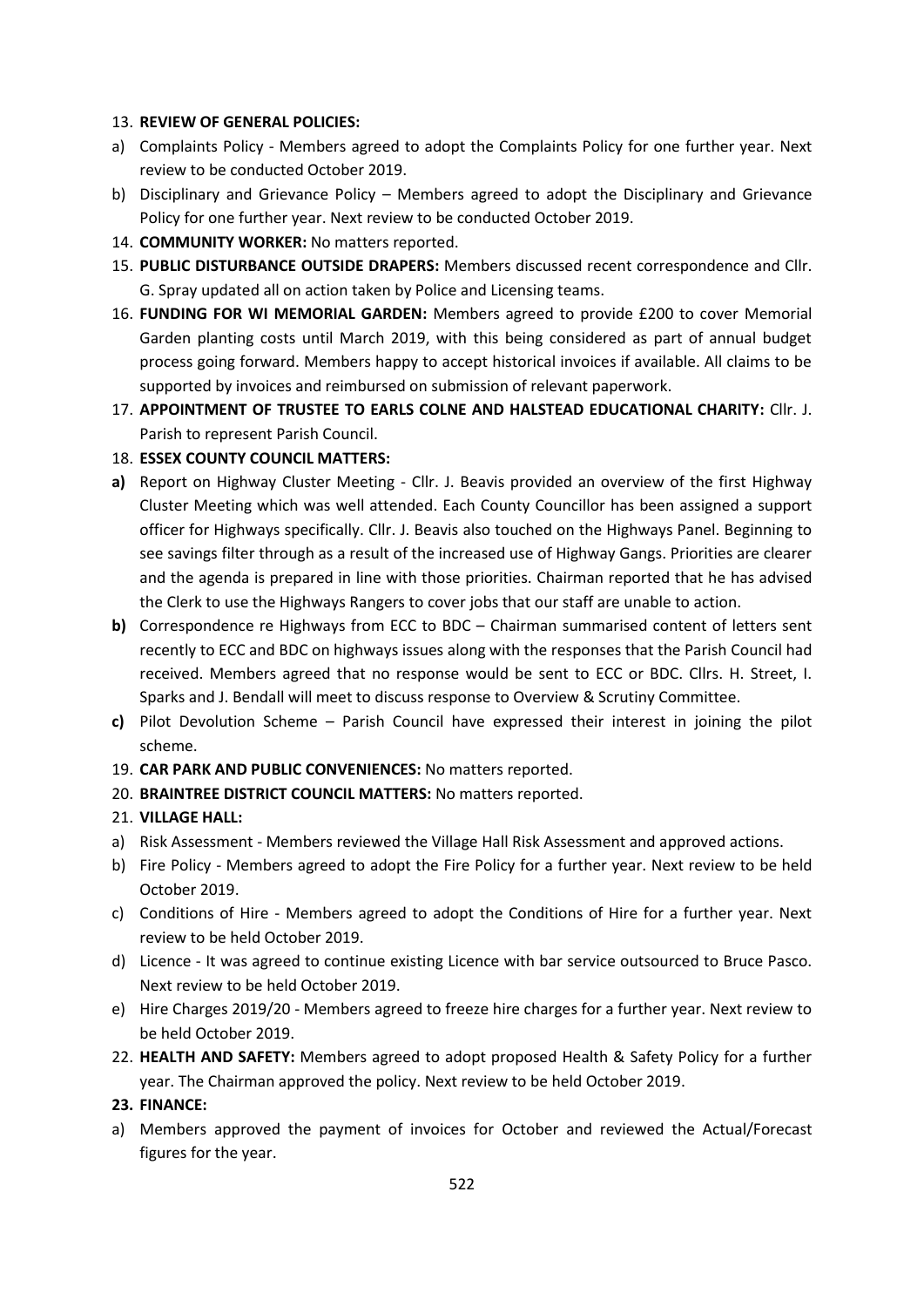13. **REVIEW OF GENERAL POLICIES:**

a) Complaints Policy - Members agreed to adopt the Complaints Policy for one further year. Next review to be conducted October 2019.

b) Disciplinary and Grievance Policy – Members agreed to adopt the Disciplinary and Grievance Policy for one further year. Next review to be conducted October 2019.

14. **COMMUNITY WORKER:** No matters reported.

15. **PUBLIC DISTURBANCE OUTSIDE DRAPERS:** Members discussed recent correspondence and Cllr. G. Spray updated all on action taken by Police and Licensing teams.

16. **FUNDING FOR WI MEMORIAL GARDEN:** Members agreed to provide £200 to cover Memorial Garden planting costs until March 2019, with this being considered as part of annual budget process going forward. Members happy to accept historical invoices if available. All claims to be supported by invoices and reimbursed on submission of relevant paperwork.

17. **APPOINTMENT OF TRUSTEE TO EARLS COLNE AND HALSTEAD EDUCATIONAL CHARITY:** Cllr. J. Parish to represent Parish Council.

18. **ESSEX COUNTY COUNCIL MATTERS:**

**a)** Report on Highway Cluster Meeting - Cllr. J. Beavis provided an overview of the first Highway Cluster Meeting which was well attended. Each County Councillor has been assigned a support officer for Highways specifically. Cllr. J. Beavis also touched on the Highways Panel. Beginning to see savings filter through as a result of the increased use of Highway Gangs. Priorities are clearer and the agenda is prepared in line with those priorities. Chairman reported that he has advised the Clerk to use the Highways Rangers to cover jobs that our staff are unable to action.

**b)** Correspondence re Highways from ECC to BDC – Chairman summarised content of letters sent recently to ECC and BDC on highways issues along with the responses that the Parish Council had received. Members agreed that no response would be sent to ECC or BDC. Cllrs. H. Street, I. Sparks and J. Bendall will meet to discuss response to Overview & Scrutiny Committee.

**c)** Pilot Devolution Scheme – Parish Council have expressed their interest in joining the pilot scheme.

19. **CAR PARK AND PUBLIC CONVENIENCES:** No matters reported.

20. **BRAINTREE DISTRICT COUNCIL MATTERS:** No matters reported.

21. **VILLAGE HALL:**

a) Risk Assessment - Members reviewed the Village Hall Risk Assessment and approved actions.

b) Fire Policy - Members agreed to adopt the Fire Policy for a further year. Next review to be held October 2019.

c) Conditions of Hire - Members agreed to adopt the Conditions of Hire for a further year. Next review to be held October 2019.

d) Licence - It was agreed to continue existing Licence with bar service outsourced to Bruce Pasco. Next review to be held October 2019.

e) Hire Charges 2019/20 - Members agreed to freeze hire charges for a further year. Next review to be held October 2019.

22. **HEALTH AND SAFETY:** Members agreed to adopt proposed Health & Safety Policy for a further year. The Chairman approved the policy. Next review to be held October 2019.

23. **FINANCE:**

a) Members approved the payment of invoices for October and reviewed the Actual/Forecast figures for the year.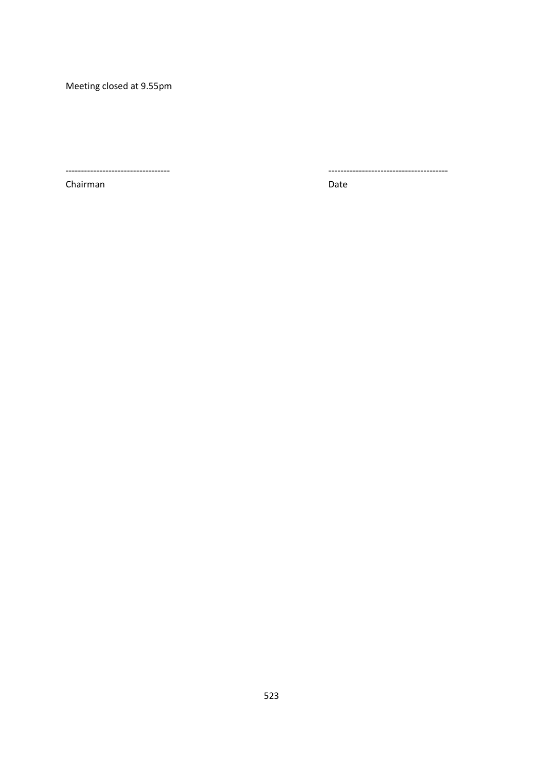Meeting closed at 9.55pm

---------------------------------- Chairman

-------------------------------------- Date